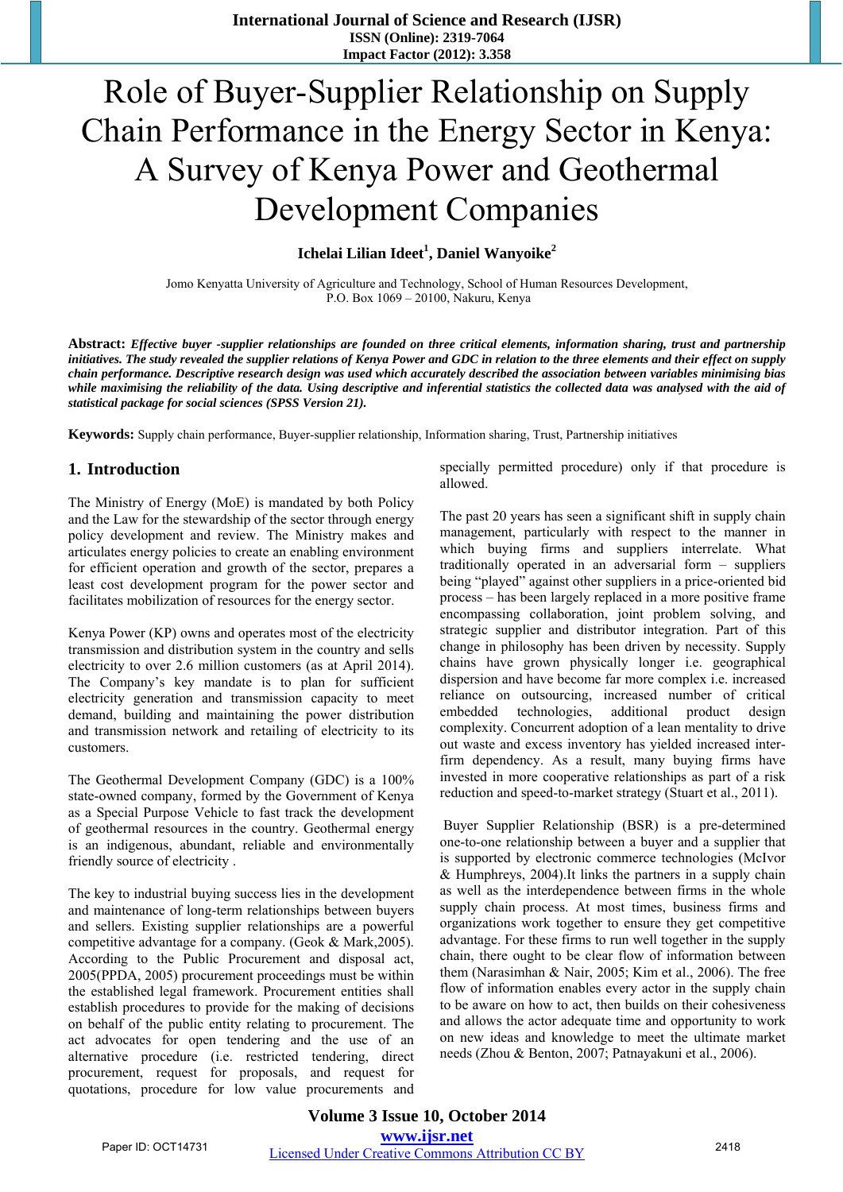# Role of Buyer-Supplier Relationship on Supply Chain Performance in the Energy Sector in Kenya: A Survey of Kenya Power and Geothermal Development Companies

**Ichelai Lilian Ideet[1], Daniel Wanyoike[2]**

Jomo Kenyatta University of Agriculture and Technology, School of Human Resources Development,
P.O. Box 1069 – 20100, Nakuru, Kenya

**Abstract:** ***Effective buyer -supplier relationships are founded on three critical elements, information sharing, trust and partnership initiatives. The study revealed the supplier relations of Kenya Power and GDC in relation to the three elements and their effect on supply chain performance. Descriptive research design was used which accurately described the association between variables minimising bias while maximising the reliability of the data. Using descriptive and inferential statistics the collected data was analysed with the aid of statistical package for social sciences (SPSS Version 21).***

**Keywords:** Supply chain performance, Buyer-supplier relationship, Information sharing, Trust, Partnership initiatives

## 1. Introduction

The Ministry of Energy (MoE) is mandated by both Policy and the Law for the stewardship of the sector through energy policy development and review. The Ministry makes and articulates energy policies to create an enabling environment for efficient operation and growth of the sector, prepares a least cost development program for the power sector and facilitates mobilization of resources for the energy sector.

Kenya Power (KP) owns and operates most of the electricity transmission and distribution system in the country and sells electricity to over 2.6 million customers (as at April 2014). The Company's key mandate is to plan for sufficient electricity generation and transmission capacity to meet demand, building and maintaining the power distribution and transmission network and retailing of electricity to its customers.

The Geothermal Development Company (GDC) is a 100% state-owned company, formed by the Government of Kenya as a Special Purpose Vehicle to fast track the development of geothermal resources in the country. Geothermal energy is an indigenous, abundant, reliable and environmentally friendly source of electricity .

The key to industrial buying success lies in the development and maintenance of long-term relationships between buyers and sellers. Existing supplier relationships are a powerful competitive advantage for a company. (Geok & Mark,2005). According to the Public Procurement and disposal act, 2005(PPDA, 2005) procurement proceedings must be within the established legal framework. Procurement entities shall establish procedures to provide for the making of decisions on behalf of the public entity relating to procurement. The act advocates for open tendering and the use of an alternative procedure (i.e. restricted tendering, direct procurement, request for proposals, and request for quotations, procedure for low value procurements and specially permitted procedure) only if that procedure is allowed.

The past 20 years has seen a significant shift in supply chain management, particularly with respect to the manner in which buying firms and suppliers interrelate. What traditionally operated in an adversarial form – suppliers being "played" against other suppliers in a price-oriented bid process – has been largely replaced in a more positive frame encompassing collaboration, joint problem solving, and strategic supplier and distributor integration. Part of this change in philosophy has been driven by necessity. Supply chains have grown physically longer i.e. geographical dispersion and have become far more complex i.e. increased reliance on outsourcing, increased number of critical embedded technologies, additional product design complexity. Concurrent adoption of a lean mentality to drive out waste and excess inventory has yielded increased inter-firm dependency. As a result, many buying firms have invested in more cooperative relationships as part of a risk reduction and speed-to-market strategy (Stuart et al., 2011).

Buyer Supplier Relationship (BSR) is a pre-determined one-to-one relationship between a buyer and a supplier that is supported by electronic commerce technologies (McIvor & Humphreys, 2004).It links the partners in a supply chain as well as the interdependence between firms in the whole supply chain process. At most times, business firms and organizations work together to ensure they get competitive advantage. For these firms to run well together in the supply chain, there ought to be clear flow of information between them (Narasimhan & Nair, 2005; Kim et al., 2006). The free flow of information enables every actor in the supply chain to be aware on how to act, then builds on their cohesiveness and allows the actor adequate time and opportunity to work on new ideas and knowledge to meet the ultimate market needs (Zhou & Benton, 2007; Patnayakuni et al., 2006).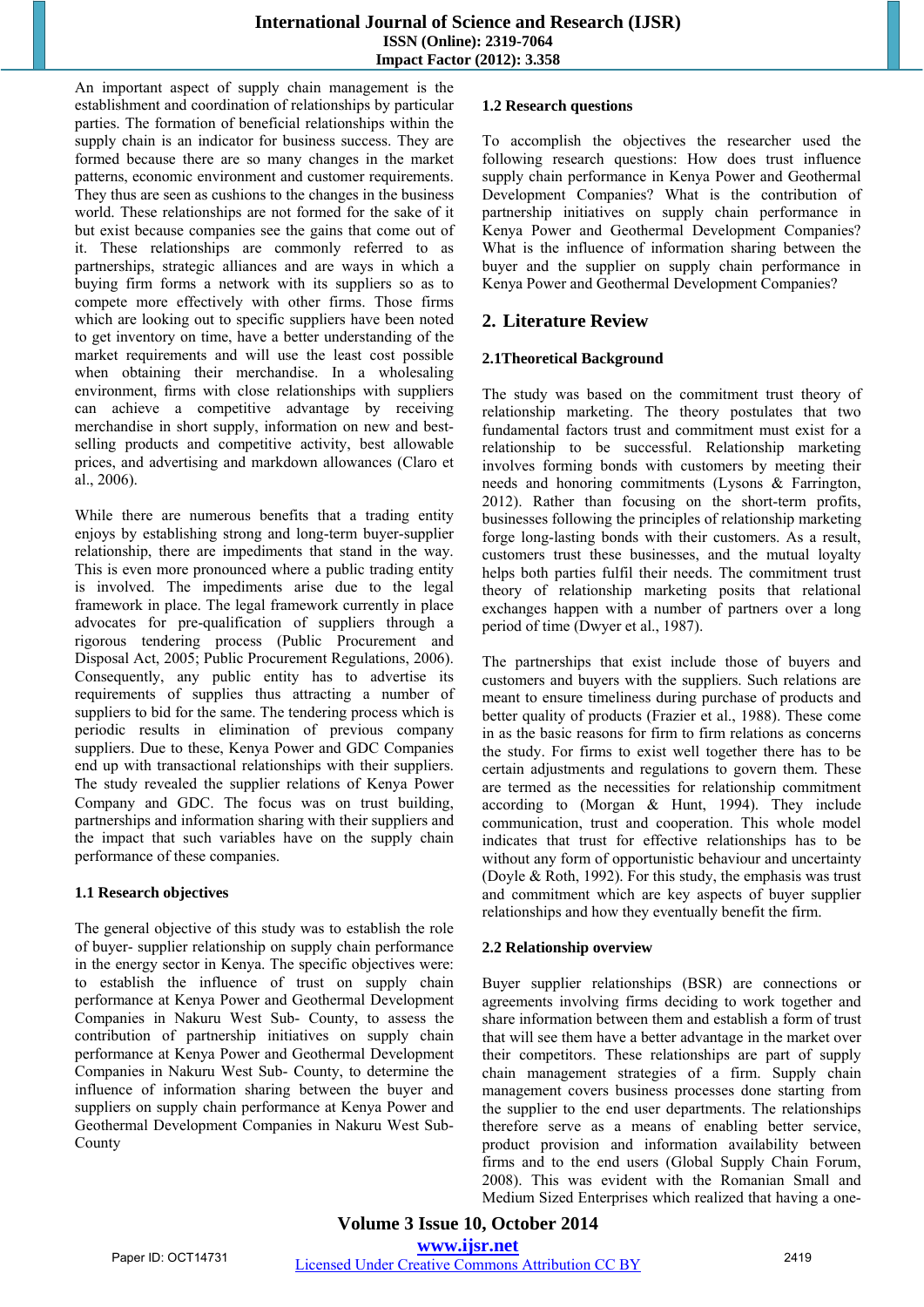An important aspect of supply chain management is the establishment and coordination of relationships by particular parties. The formation of beneficial relationships within the supply chain is an indicator for business success. They are formed because there are so many changes in the market patterns, economic environment and customer requirements. They thus are seen as cushions to the changes in the business world. These relationships are not formed for the sake of it but exist because companies see the gains that come out of it. These relationships are commonly referred to as partnerships, strategic alliances and are ways in which a buying firm forms a network with its suppliers so as to compete more effectively with other firms. Those firms which are looking out to specific suppliers have been noted to get inventory on time, have a better understanding of the market requirements and will use the least cost possible when obtaining their merchandise. In a wholesaling environment, firms with close relationships with suppliers can achieve a competitive advantage by receiving merchandise in short supply, information on new and best-selling products and competitive activity, best allowable prices, and advertising and markdown allowances (Claro et al., 2006).

While there are numerous benefits that a trading entity enjoys by establishing strong and long-term buyer-supplier relationship, there are impediments that stand in the way. This is even more pronounced where a public trading entity is involved. The impediments arise due to the legal framework in place. The legal framework currently in place advocates for pre-qualification of suppliers through a rigorous tendering process (Public Procurement and Disposal Act, 2005; Public Procurement Regulations, 2006). Consequently, any public entity has to advertise its requirements of supplies thus attracting a number of suppliers to bid for the same. The tendering process which is periodic results in elimination of previous company suppliers. Due to these, Kenya Power and GDC Companies end up with transactional relationships with their suppliers. The study revealed the supplier relations of Kenya Power Company and GDC. The focus was on trust building, partnerships and information sharing with their suppliers and the impact that such variables have on the supply chain performance of these companies.

### 1.1 Research objectives

The general objective of this study was to establish the role of buyer- supplier relationship on supply chain performance in the energy sector in Kenya. The specific objectives were: to establish the influence of trust on supply chain performance at Kenya Power and Geothermal Development Companies in Nakuru West Sub- County, to assess the contribution of partnership initiatives on supply chain performance at Kenya Power and Geothermal Development Companies in Nakuru West Sub- County, to determine the influence of information sharing between the buyer and suppliers on supply chain performance at Kenya Power and Geothermal Development Companies in Nakuru West Sub-County

### 1.2 Research questions

To accomplish the objectives the researcher used the following research questions: How does trust influence supply chain performance in Kenya Power and Geothermal Development Companies? What is the contribution of partnership initiatives on supply chain performance in Kenya Power and Geothermal Development Companies? What is the influence of information sharing between the buyer and the supplier on supply chain performance in Kenya Power and Geothermal Development Companies?

## 2. Literature Review

### 2.1Theoretical Background

The study was based on the commitment trust theory of relationship marketing. The theory postulates that two fundamental factors trust and commitment must exist for a relationship to be successful. Relationship marketing involves forming bonds with customers by meeting their needs and honoring commitments (Lysons & Farrington, 2012). Rather than focusing on the short-term profits, businesses following the principles of relationship marketing forge long-lasting bonds with their customers. As a result, customers trust these businesses, and the mutual loyalty helps both parties fulfil their needs. The commitment trust theory of relationship marketing posits that relational exchanges happen with a number of partners over a long period of time (Dwyer et al., 1987).

The partnerships that exist include those of buyers and customers and buyers with the suppliers. Such relations are meant to ensure timeliness during purchase of products and better quality of products (Frazier et al., 1988). These come in as the basic reasons for firm to firm relations as concerns the study. For firms to exist well together there has to be certain adjustments and regulations to govern them. These are termed as the necessities for relationship commitment according to (Morgan & Hunt, 1994). They include communication, trust and cooperation. This whole model indicates that trust for effective relationships has to be without any form of opportunistic behaviour and uncertainty (Doyle & Roth, 1992). For this study, the emphasis was trust and commitment which are key aspects of buyer supplier relationships and how they eventually benefit the firm.

### 2.2 Relationship overview

Buyer supplier relationships (BSR) are connections or agreements involving firms deciding to work together and share information between them and establish a form of trust that will see them have a better advantage in the market over their competitors. These relationships are part of supply chain management strategies of a firm. Supply chain management covers business processes done starting from the supplier to the end user departments. The relationships therefore serve as a means of enabling better service, product provision and information availability between firms and to the end users (Global Supply Chain Forum, 2008). This was evident with the Romanian Small and Medium Sized Enterprises which realized that having a one-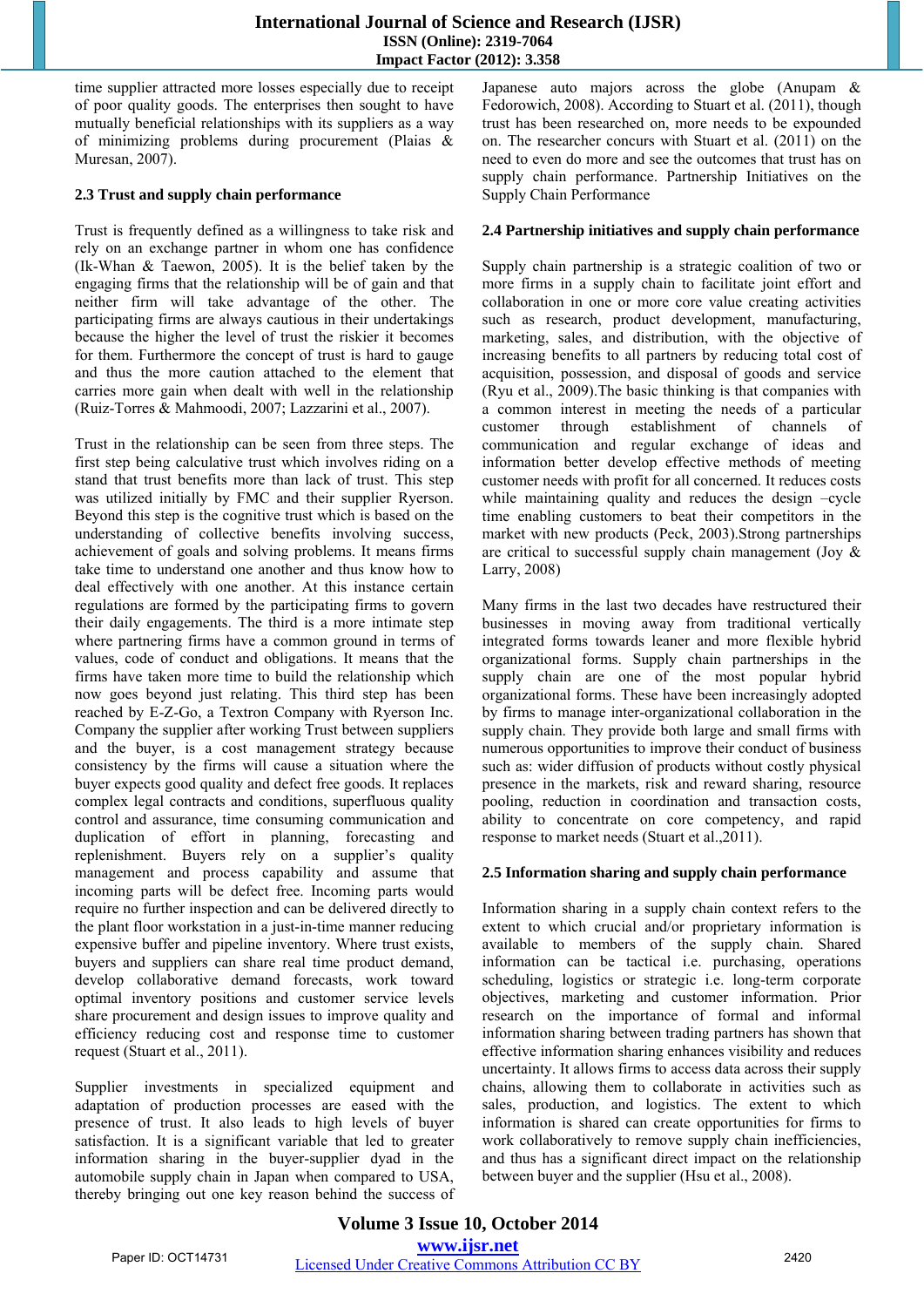time supplier attracted more losses especially due to receipt of poor quality goods. The enterprises then sought to have mutually beneficial relationships with its suppliers as a way of minimizing problems during procurement (Plaias & Muresan, 2007).

### 2.3 Trust and supply chain performance

Trust is frequently defined as a willingness to take risk and rely on an exchange partner in whom one has confidence (Ik-Whan & Taewon, 2005). It is the belief taken by the engaging firms that the relationship will be of gain and that neither firm will take advantage of the other. The participating firms are always cautious in their undertakings because the higher the level of trust the riskier it becomes for them. Furthermore the concept of trust is hard to gauge and thus the more caution attached to the element that carries more gain when dealt with well in the relationship (Ruiz-Torres & Mahmoodi, 2007; Lazzarini et al., 2007).

Trust in the relationship can be seen from three steps. The first step being calculative trust which involves riding on a stand that trust benefits more than lack of trust. This step was utilized initially by FMC and their supplier Ryerson. Beyond this step is the cognitive trust which is based on the understanding of collective benefits involving success, achievement of goals and solving problems. It means firms take time to understand one another and thus know how to deal effectively with one another. At this instance certain regulations are formed by the participating firms to govern their daily engagements. The third is a more intimate step where partnering firms have a common ground in terms of values, code of conduct and obligations. It means that the firms have taken more time to build the relationship which now goes beyond just relating. This third step has been reached by E-Z-Go, a Textron Company with Ryerson Inc. Company the supplier after working Trust between suppliers and the buyer, is a cost management strategy because consistency by the firms will cause a situation where the buyer expects good quality and defect free goods. It replaces complex legal contracts and conditions, superfluous quality control and assurance, time consuming communication and duplication of effort in planning, forecasting and replenishment. Buyers rely on a supplier's quality management and process capability and assume that incoming parts will be defect free. Incoming parts would require no further inspection and can be delivered directly to the plant floor workstation in a just-in-time manner reducing expensive buffer and pipeline inventory. Where trust exists, buyers and suppliers can share real time product demand, develop collaborative demand forecasts, work toward optimal inventory positions and customer service levels share procurement and design issues to improve quality and efficiency reducing cost and response time to customer request (Stuart et al., 2011).

Supplier investments in specialized equipment and adaptation of production processes are eased with the presence of trust. It also leads to high levels of buyer satisfaction. It is a significant variable that led to greater information sharing in the buyer-supplier dyad in the automobile supply chain in Japan when compared to USA, thereby bringing out one key reason behind the success of Japanese auto majors across the globe (Anupam & Fedorowich, 2008). According to Stuart et al. (2011), though trust has been researched on, more needs to be expounded on. The researcher concurs with Stuart et al. (2011) on the need to even do more and see the outcomes that trust has on supply chain performance. Partnership Initiatives on the Supply Chain Performance

### 2.4 Partnership initiatives and supply chain performance

Supply chain partnership is a strategic coalition of two or more firms in a supply chain to facilitate joint effort and collaboration in one or more core value creating activities such as research, product development, manufacturing, marketing, sales, and distribution, with the objective of increasing benefits to all partners by reducing total cost of acquisition, possession, and disposal of goods and service (Ryu et al., 2009).The basic thinking is that companies with a common interest in meeting the needs of a particular customer through establishment of channels of communication and regular exchange of ideas and information better develop effective methods of meeting customer needs with profit for all concerned. It reduces costs while maintaining quality and reduces the design –cycle time enabling customers to beat their competitors in the market with new products (Peck, 2003).Strong partnerships are critical to successful supply chain management (Joy & Larry, 2008)

Many firms in the last two decades have restructured their businesses in moving away from traditional vertically integrated forms towards leaner and more flexible hybrid organizational forms. Supply chain partnerships in the supply chain are one of the most popular hybrid organizational forms. These have been increasingly adopted by firms to manage inter-organizational collaboration in the supply chain. They provide both large and small firms with numerous opportunities to improve their conduct of business such as: wider diffusion of products without costly physical presence in the markets, risk and reward sharing, resource pooling, reduction in coordination and transaction costs, ability to concentrate on core competency, and rapid response to market needs (Stuart et al.,2011).

### 2.5 Information sharing and supply chain performance

Information sharing in a supply chain context refers to the extent to which crucial and/or proprietary information is available to members of the supply chain. Shared information can be tactical i.e. purchasing, operations scheduling, logistics or strategic i.e. long-term corporate objectives, marketing and customer information. Prior research on the importance of formal and informal information sharing between trading partners has shown that effective information sharing enhances visibility and reduces uncertainty. It allows firms to access data across their supply chains, allowing them to collaborate in activities such as sales, production, and logistics. The extent to which information is shared can create opportunities for firms to work collaboratively to remove supply chain inefficiencies, and thus has a significant direct impact on the relationship between buyer and the supplier (Hsu et al., 2008).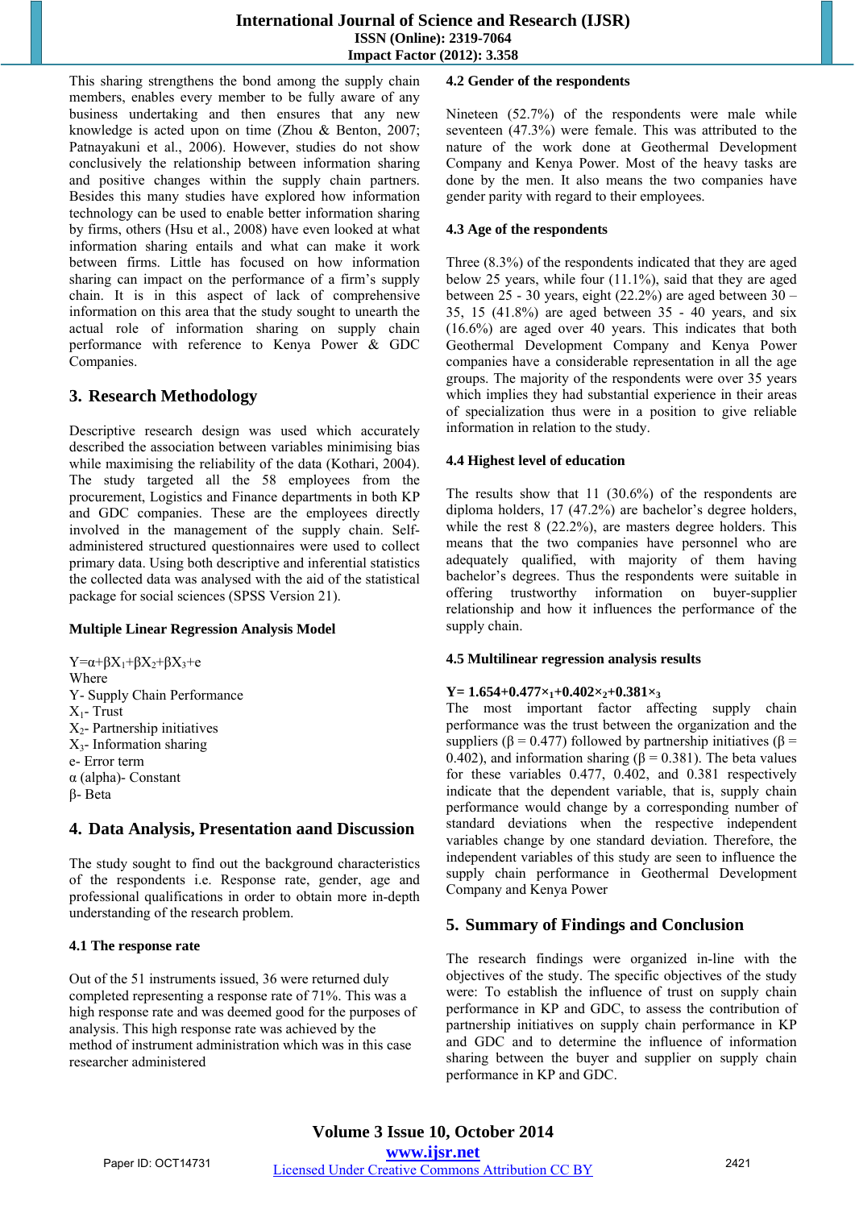This sharing strengthens the bond among the supply chain members, enables every member to be fully aware of any business undertaking and then ensures that any new knowledge is acted upon on time (Zhou & Benton, 2007; Patnayakuni et al., 2006). However, studies do not show conclusively the relationship between information sharing and positive changes within the supply chain partners. Besides this many studies have explored how information technology can be used to enable better information sharing by firms, others (Hsu et al., 2008) have even looked at what information sharing entails and what can make it work between firms. Little has focused on how information sharing can impact on the performance of a firm's supply chain. It is in this aspect of lack of comprehensive information on this area that the study sought to unearth the actual role of information sharing on supply chain performance with reference to Kenya Power & GDC Companies.

## 3. Research Methodology

Descriptive research design was used which accurately described the association between variables minimising bias while maximising the reliability of the data (Kothari, 2004). The study targeted all the 58 employees from the procurement, Logistics and Finance departments in both KP and GDC companies. These are the employees directly involved in the management of the supply chain. Self-administered structured questionnaires were used to collect primary data. Using both descriptive and inferential statistics the collected data was analysed with the aid of the statistical package for social sciences (SPSS Version 21).

### Multiple Linear Regression Analysis Model

$Y=\alpha+\beta X_1+\beta X_2+\beta X_3+e$

Where

Y- Supply Chain Performance

$X_1$- Trust

$X_2$- Partnership initiatives

$X_3$- Information sharing

e- Error term

α (alpha)- Constant

β- Beta

## 4. Data Analysis, Presentation aand Discussion

The study sought to find out the background characteristics of the respondents i.e. Response rate, gender, age and professional qualifications in order to obtain more in-depth understanding of the research problem.

### 4.1 The response rate

Out of the 51 instruments issued, 36 were returned duly completed representing a response rate of 71%. This was a high response rate and was deemed good for the purposes of analysis. This high response rate was achieved by the method of instrument administration which was in this case researcher administered

### 4.2 Gender of the respondents

Nineteen (52.7%) of the respondents were male while seventeen (47.3%) were female. This was attributed to the nature of the work done at Geothermal Development Company and Kenya Power. Most of the heavy tasks are done by the men. It also means the two companies have gender parity with regard to their employees.

### 4.3 Age of the respondents

Three (8.3%) of the respondents indicated that they are aged below 25 years, while four (11.1%), said that they are aged between 25 - 30 years, eight (22.2%) are aged between 30 – 35, 15 (41.8%) are aged between 35 - 40 years, and six (16.6%) are aged over 40 years. This indicates that both Geothermal Development Company and Kenya Power companies have a considerable representation in all the age groups. The majority of the respondents were over 35 years which implies they had substantial experience in their areas of specialization thus were in a position to give reliable information in relation to the study.

### 4.4 Highest level of education

The results show that 11 (30.6%) of the respondents are diploma holders, 17 (47.2%) are bachelor's degree holders, while the rest 8 (22.2%), are masters degree holders. This means that the two companies have personnel who are adequately qualified, with majority of them having bachelor's degrees. Thus the respondents were suitable in offering trustworthy information on buyer-supplier relationship and how it influences the performance of the supply chain.

### 4.5 Multilinear regression analysis results

$$Y= 1.654+0.477\times_1+0.402\times_2+0.381\times_3$$

The most important factor affecting supply chain performance was the trust between the organization and the suppliers (β = 0.477) followed by partnership initiatives (β = 0.402), and information sharing (β = 0.381). The beta values for these variables 0.477, 0.402, and 0.381 respectively indicate that the dependent variable, that is, supply chain performance would change by a corresponding number of standard deviations when the respective independent variables change by one standard deviation. Therefore, the independent variables of this study are seen to influence the supply chain performance in Geothermal Development Company and Kenya Power

## 5. Summary of Findings and Conclusion

The research findings were organized in-line with the objectives of the study. The specific objectives of the study were: To establish the influence of trust on supply chain performance in KP and GDC, to assess the contribution of partnership initiatives on supply chain performance in KP and GDC and to determine the influence of information sharing between the buyer and supplier on supply chain performance in KP and GDC.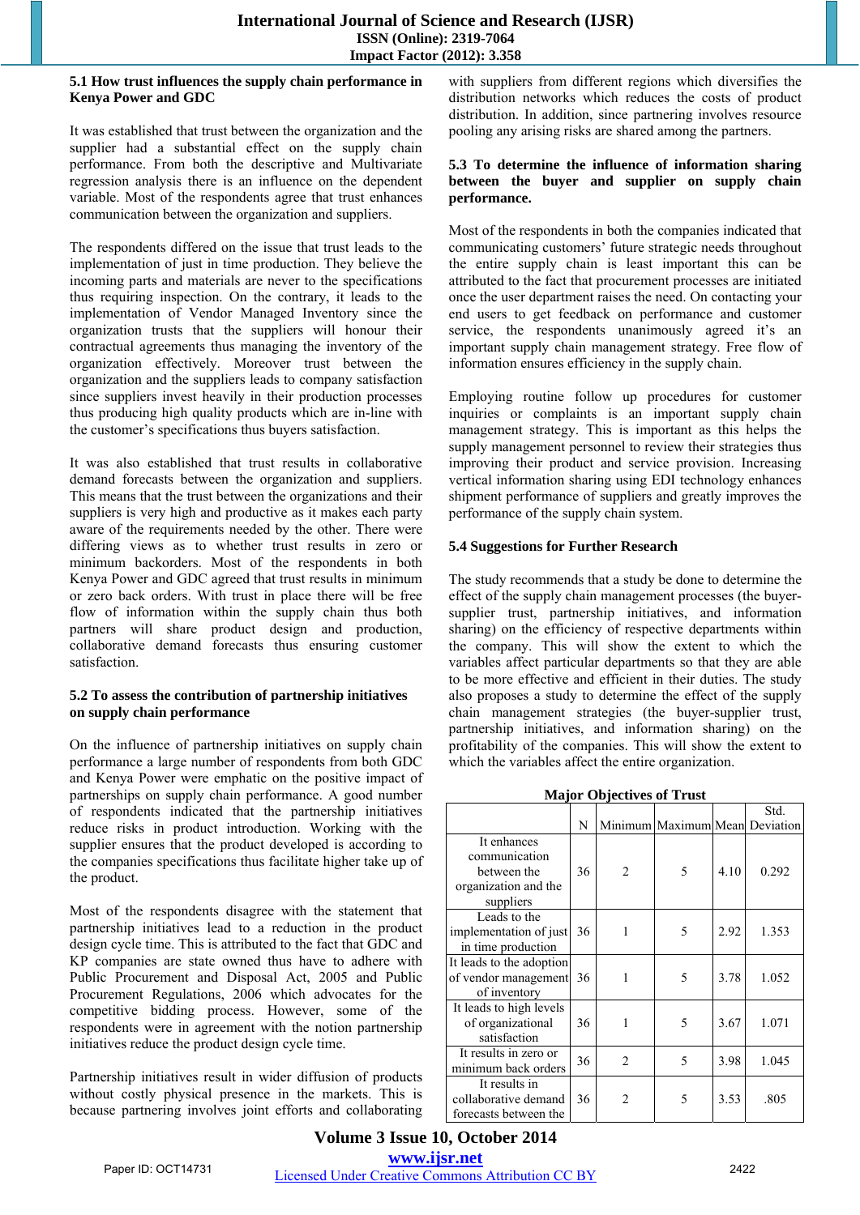### 5.1 How trust influences the supply chain performance in Kenya Power and GDC

It was established that trust between the organization and the supplier had a substantial effect on the supply chain performance. From both the descriptive and Multivariate regression analysis there is an influence on the dependent variable. Most of the respondents agree that trust enhances communication between the organization and suppliers.

The respondents differed on the issue that trust leads to the implementation of just in time production. They believe the incoming parts and materials are never to the specifications thus requiring inspection. On the contrary, it leads to the implementation of Vendor Managed Inventory since the organization trusts that the suppliers will honour their contractual agreements thus managing the inventory of the organization effectively. Moreover trust between the organization and the suppliers leads to company satisfaction since suppliers invest heavily in their production processes thus producing high quality products which are in-line with the customer's specifications thus buyers satisfaction.

It was also established that trust results in collaborative demand forecasts between the organization and suppliers. This means that the trust between the organizations and their suppliers is very high and productive as it makes each party aware of the requirements needed by the other. There were differing views as to whether trust results in zero or minimum backorders. Most of the respondents in both Kenya Power and GDC agreed that trust results in minimum or zero back orders. With trust in place there will be free flow of information within the supply chain thus both partners will share product design and production, collaborative demand forecasts thus ensuring customer satisfaction.

### 5.2 To assess the contribution of partnership initiatives on supply chain performance

On the influence of partnership initiatives on supply chain performance a large number of respondents from both GDC and Kenya Power were emphatic on the positive impact of partnerships on supply chain performance. A good number of respondents indicated that the partnership initiatives reduce risks in product introduction. Working with the supplier ensures that the product developed is according to the companies specifications thus facilitate higher take up of the product.

Most of the respondents disagree with the statement that partnership initiatives lead to a reduction in the product design cycle time. This is attributed to the fact that GDC and KP companies are state owned thus have to adhere with Public Procurement and Disposal Act, 2005 and Public Procurement Regulations, 2006 which advocates for the competitive bidding process. However, some of the respondents were in agreement with the notion partnership initiatives reduce the product design cycle time.

Partnership initiatives result in wider diffusion of products without costly physical presence in the markets. This is because partnering involves joint efforts and collaborating with suppliers from different regions which diversifies the distribution networks which reduces the costs of product distribution. In addition, since partnering involves resource pooling any arising risks are shared among the partners.

### 5.3 To determine the influence of information sharing between the buyer and supplier on supply chain performance.

Most of the respondents in both the companies indicated that communicating customers' future strategic needs throughout the entire supply chain is least important this can be attributed to the fact that procurement processes are initiated once the user department raises the need. On contacting your end users to get feedback on performance and customer service, the respondents unanimously agreed it's an important supply chain management strategy. Free flow of information ensures efficiency in the supply chain.

Employing routine follow up procedures for customer inquiries or complaints is an important supply chain management strategy. This is important as this helps the supply management personnel to review their strategies thus improving their product and service provision. Increasing vertical information sharing using EDI technology enhances shipment performance of suppliers and greatly improves the performance of the supply chain system.

### 5.4 Suggestions for Further Research

The study recommends that a study be done to determine the effect of the supply chain management processes (the buyer-supplier trust, partnership initiatives, and information sharing) on the efficiency of respective departments within the company. This will show the extent to which the variables affect particular departments so that they are able to be more effective and efficient in their duties. The study also proposes a study to determine the effect of the supply chain management strategies (the buyer-supplier trust, partnership initiatives, and information sharing) on the profitability of the companies. This will show the extent to which the variables affect the entire organization.

**Major Objectives of Trust**

| | N | Minimum | Maximum | Mean | Std. Deviation |
|---|---|---|---|---|---|
| It enhances communication between the organization and the suppliers | 36 | 2 | 5 | 4.10 | 0.292 |
| Leads to the implementation of just in time production | 36 | 1 | 5 | 2.92 | 1.353 |
| It leads to the adoption of vendor management of inventory | 36 | 1 | 5 | 3.78 | 1.052 |
| It leads to high levels of organizational satisfaction | 36 | 1 | 5 | 3.67 | 1.071 |
| It results in zero or minimum back orders | 36 | 2 | 5 | 3.98 | 1.045 |
| It results in collaborative demand forecasts between the | 36 | 2 | 5 | 3.53 | .805 |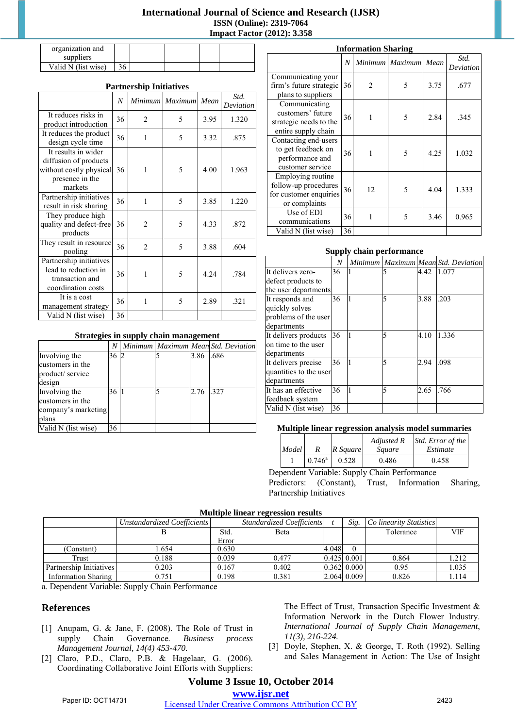| organization and suppliers | | | | | |
|---|---|---|---|---|---|
| Valid N (list wise) | 36 | | | | |

**Partnership Initiatives**

| | N | Minimum | Maximum | Mean | Std. Deviation |
|---|---|---|---|---|---|
| It reduces risks in product introduction | 36 | 2 | 5 | 3.95 | 1.320 |
| It reduces the product design cycle time | 36 | 1 | 5 | 3.32 | .875 |
| It results in wider diffusion of products without costly physical presence in the markets | 36 | 1 | 5 | 4.00 | 1.963 |
| Partnership initiatives result in risk sharing | 36 | 1 | 5 | 3.85 | 1.220 |
| They produce high quality and defect-free products | 36 | 2 | 5 | 4.33 | .872 |
| They result in resource pooling | 36 | 2 | 5 | 3.88 | .604 |
| Partnership initiatives lead to reduction in transaction and coordination costs | 36 | 1 | 5 | 4.24 | .784 |
| It is a cost management strategy | 36 | 1 | 5 | 2.89 | .321 |
| Valid N (list wise) | 36 | | | | |

**Strategies in supply chain management**

| | N | Minimum | Maximum | Mean | Std. Deviation |
|---|---|---|---|---|---|
| Involving the customers in the product/ service design | 36 | 2 | 5 | 3.86 | .686 |
| Involving the customers in the company's marketing plans | 36 | 1 | 5 | 2.76 | .327 |
| Valid N (list wise) | 36 | | | | |

**Information Sharing**

| | N | Minimum | Maximum | Mean | Std. Deviation |
|---|---|---|---|---|---|
| Communicating your firm's future strategic plans to suppliers | 36 | 2 | 5 | 3.75 | .677 |
| Communicating customers' future strategic needs to the entire supply chain | 36 | 1 | 5 | 2.84 | .345 |
| Contacting end-users to get feedback on performance and customer service | 36 | 1 | 5 | 4.25 | 1.032 |
| Employing routine follow-up procedures for customer enquiries or complaints | 36 | 12 | 5 | 4.04 | 1.333 |
| Use of EDI communications | 36 | 1 | 5 | 3.46 | 0.965 |
| Valid N (list wise) | 36 | | | | |

**Supply chain performance**

| | N | Minimum | Maximum | Mean | Std. Deviation |
|---|---|---|---|---|---|
| It delivers zero-defect products to the user departments | 36 | 1 | 5 | 4.42 | 1.077 |
| It responds and quickly solves problems of the user departments | 36 | 1 | 5 | 3.88 | .203 |
| It delivers products on time to the user departments | 36 | 1 | 5 | 4.10 | 1.336 |
| It delivers precise quantities to the user departments | 36 | 1 | 5 | 2.94 | .098 |
| It has an effective feedback system | 36 | 1 | 5 | 2.65 | .766 |
| Valid N (list wise) | 36 | | | | |

**Multiple linear regression analysis model summaries**

| Model | R | R Square | Adjusted R Square | Std. Error of the Estimate |
|---|---|---|---|---|
| 1 | 0.746[a] | 0.528 | 0.486 | 0.458 |

Dependent Variable: Supply Chain Performance
Predictors: (Constant), Trust, Information Sharing, Partnership Initiatives

**Multiple linear regression results**

| | Unstandardized Coefficients | | Standardized Coefficients | t | Sig. | Co linearity Statistics | |
|---|---|---|---|---|---|---|---|
| | B | Std. Error | Beta | | | Tolerance | VIF |
| (Constant) | 1.654 | 0.630 | | 4.048 | 0 | | |
| Trust | 0.188 | 0.039 | 0.477 | 0.425 | 0.001 | 0.864 | 1.212 |
| Partnership Initiatives | 0.203 | 0.167 | 0.402 | 0.362 | 0.000 | 0.95 | 1.035 |
| Information Sharing | 0.751 | 0.198 | 0.381 | 2.064 | 0.009 | 0.826 | 1.114 |

a. Dependent Variable: Supply Chain Performance

## References

[1] Anupam, G. & Jane, F. (2008). The Role of Trust in supply Chain Governance. *Business process Management Journal, 14(4) 453-470.*

[2] Claro, P.D., Claro, P.B. & Hagelaar, G. (2006). Coordinating Collaborative Joint Efforts with Suppliers: The Effect of Trust, Transaction Specific Investment & Information Network in the Dutch Flower Industry. *International Journal of Supply Chain Management, 11(3), 216-224.*

[3] Doyle, Stephen, X. & George, T. Roth (1992). Selling and Sales Management in Action: The Use of Insight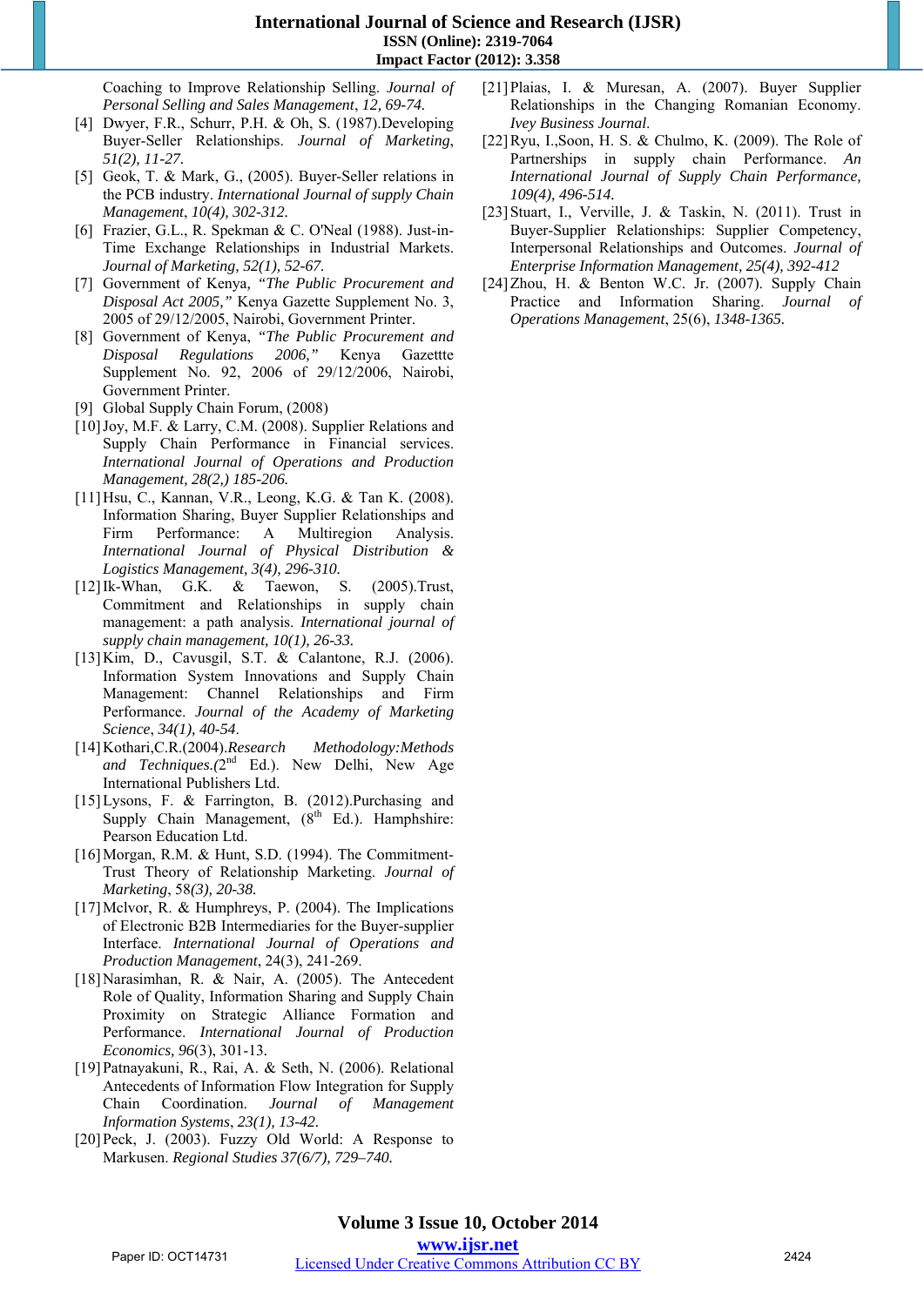Coaching to Improve Relationship Selling. *Journal of Personal Selling and Sales Management*, *12, 69-74.*

[4] Dwyer, F.R., Schurr, P.H. & Oh, S. (1987).Developing Buyer-Seller Relationships. *Journal of Marketing, 51(2), 11-27.*

[5] Geok, T. & Mark, G., (2005). Buyer-Seller relations in the PCB industry. *International Journal of supply Chain Management*, *10(4), 302-312.*

[6] Frazier, G.L., R. Spekman & C. O'Neal (1988). Just-in-Time Exchange Relationships in Industrial Markets. *Journal of Marketing, 52(1), 52-67.*

[7] Government of Kenya, *"The Public Procurement and Disposal Act 2005,"* Kenya Gazette Supplement No. 3, 2005 of 29/12/2005, Nairobi, Government Printer.

[8] Government of Kenya, *"The Public Procurement and Disposal Regulations 2006,"* Kenya Gazettte Supplement No. 92, 2006 of 29/12/2006, Nairobi, Government Printer.

[9] Global Supply Chain Forum, (2008)

[10] Joy, M.F. & Larry, C.M. (2008). Supplier Relations and Supply Chain Performance in Financial services. *International Journal of Operations and Production Management, 28(2,) 185-206.*

[11] Hsu, C., Kannan, V.R., Leong, K.G. & Tan K. (2008). Information Sharing, Buyer Supplier Relationships and Firm Performance: A Multiregion Analysis. *International Journal of Physical Distribution & Logistics Management, 3(4), 296-310.*

[12] Ik-Whan, G.K. & Taewon, S. (2005).Trust, Commitment and Relationships in supply chain management: a path analysis. *International journal of supply chain management, 10(1), 26-33.*

[13] Kim, D., Cavusgil, S.T. & Calantone, R.J. (2006). Information System Innovations and Supply Chain Management: Channel Relationships and Firm Performance. *Journal of the Academy of Marketing Science*, *34(1), 40-54*.

[14] Kothari,C.R.(2004).*Research Methodology:Methods and Techniques*.(2nd Ed.). New Delhi, New Age International Publishers Ltd.

[15] Lysons, F. & Farrington, B. (2012).Purchasing and Supply Chain Management, (8th Ed.). Hamphshire: Pearson Education Ltd.

[16] Morgan, R.M. & Hunt, S.D. (1994). The Commitment-Trust Theory of Relationship Marketing. *Journal of Marketing*, 58*(3), 20-38.*

[17] Mclvor, R. & Humphreys, P. (2004). The Implications of Electronic B2B Intermediaries for the Buyer-supplier Interface. *International Journal of Operations and Production Management*, 24(3), 241-269.

[18] Narasimhan, R. & Nair, A. (2005). The Antecedent Role of Quality, Information Sharing and Supply Chain Proximity on Strategic Alliance Formation and Performance. *International Journal of Production Economics, 96*(3), 301-13.

[19] Patnayakuni, R., Rai, A. & Seth, N. (2006). Relational Antecedents of Information Flow Integration for Supply Chain Coordination. *Journal of Management Information Systems*, *23(1), 13-42.*

[20] Peck, J. (2003). Fuzzy Old World: A Response to Markusen. *Regional Studies 37(6/7), 729–740.*

[21] Plaias, I. & Muresan, A. (2007). Buyer Supplier Relationships in the Changing Romanian Economy. *Ivey Business Journal*.

[22] Ryu, I.,Soon, H. S. & Chulmo, K. (2009). The Role of Partnerships in supply chain Performance. *An International Journal of Supply Chain Performance, 109(4), 496-514.*

[23] Stuart, I., Verville, J. & Taskin, N. (2011). Trust in Buyer-Supplier Relationships: Supplier Competency, Interpersonal Relationships and Outcomes. *Journal of Enterprise Information Management, 25(4), 392-412*

[24] Zhou, H. & Benton W.C. Jr. (2007). Supply Chain Practice and Information Sharing. *Journal of Operations Management*, 25(6), *1348-1365.*